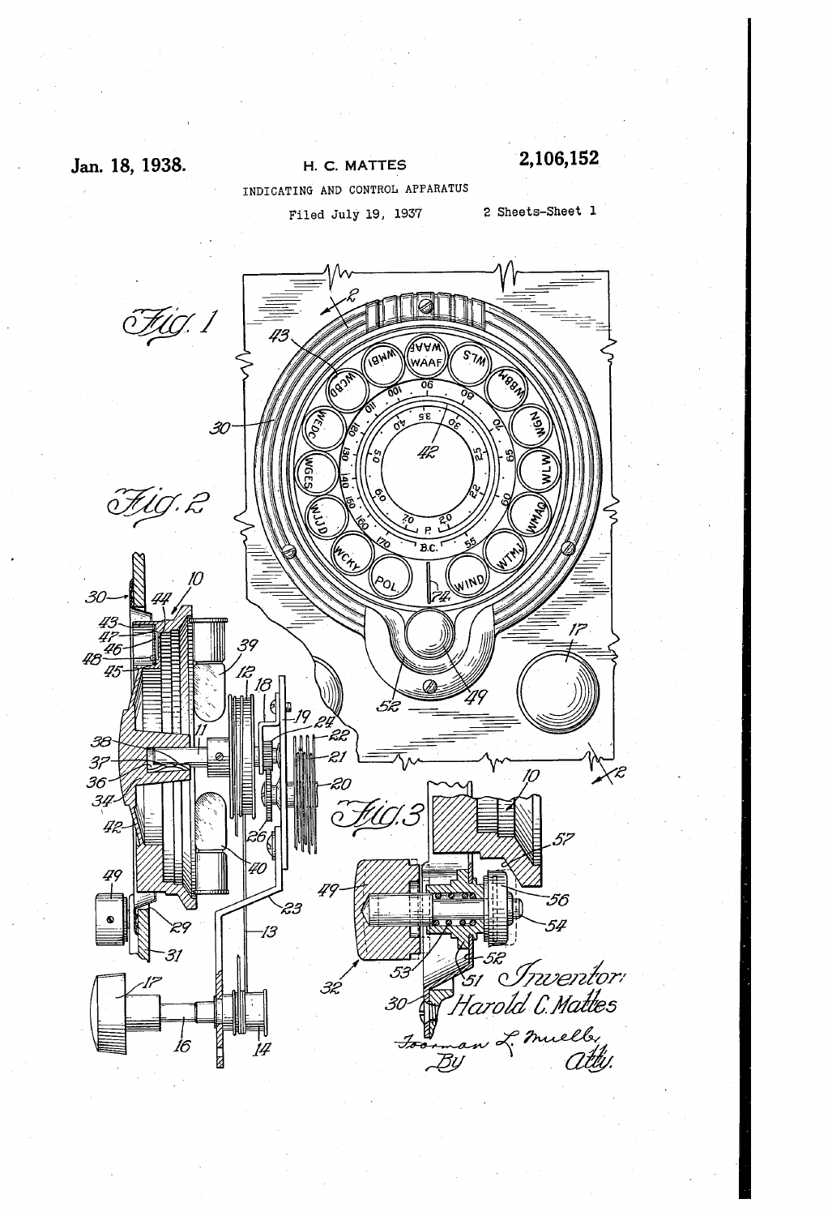Jan. 18, 1938.

H. C. MATTES

2,106,152

INDICATING AND CONTROL APPARATUS

Filed July 19, 1937

2 Sheets-Sheet 1

Fig. 1

Fig. 2

Fig. 3

Inventor:
Harold C. Mattes

By Forman L. Mueller
Atty.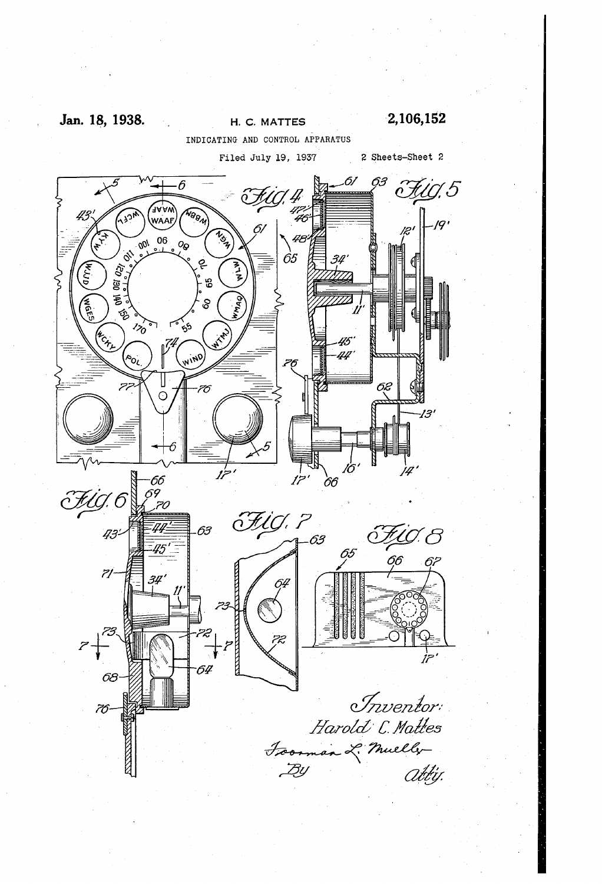Jan. 18, 1938.

H. C. MATTES

2,106,152

INDICATING AND CONTROL APPARATUS

Filed July 19, 1937

2 Sheets-Sheet 2

Fig. 4

Fig. 5

Fig. 6

Fig. 7

Fig. 8

Inventor:
Harold C. Mattes
Foorman L. Mueller
By
Atty.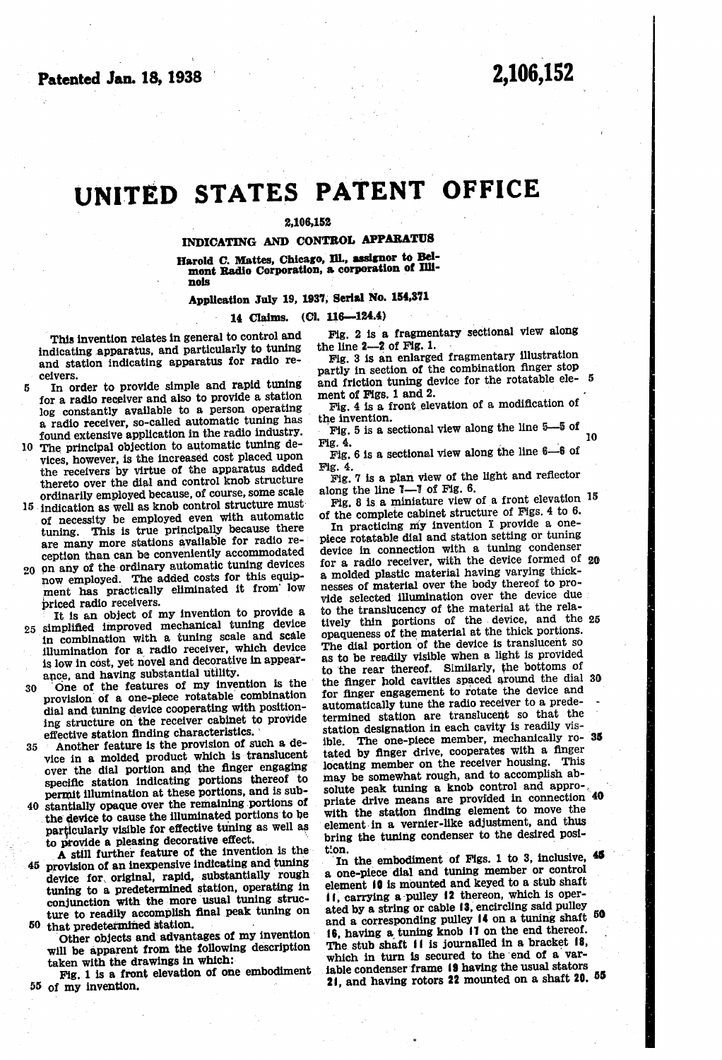Patented Jan. 18, 1938

2,106,152

# UNITED STATES PATENT OFFICE

2,106,152

## INDICATING AND CONTROL APPARATUS

Harold C. Mattes, Chicago, Ill., assignor to Belmont Radio Corporation, a corporation of Illinois

Application July 19, 1937, Serial No. 154,371

14 Claims. (Cl. 116—124.4)

This invention relates in general to control and indicating apparatus, and particularly to tuning and station indicating apparatus for radio receivers.

In order to provide simple and rapid tuning for a radio receiver and also to provide a station log constantly available to a person operating a radio receiver, so-called automatic tuning has found extensive application in the radio industry. The principal objection to automatic tuning devices, however, is the increased cost placed upon the receivers by virtue of the apparatus added thereto over the dial and control knob structure ordinarily employed because, of course, some scale indication as well as knob control structure must of necessity be employed even with automatic tuning. This is true principally because there are many more stations available for radio reception than can be conveniently accommodated on any of the ordinary automatic tuning devices now employed. The added costs for this equipment has practically eliminated it from low priced radio receivers.

It is an object of my invention to provide a simplified improved mechanical tuning device in combination with a tuning scale and scale illumination for a radio receiver, which device is low in cost, yet novel and decorative in appearance, and having substantial utility.

One of the features of my invention is the provision of a one-piece rotatable combination dial and tuning device cooperating with positioning structure on the receiver cabinet to provide effective station finding characteristics.

Another feature is the provision of such a device in a molded product which is translucent over the dial portion and the finger engaging specific station indicating portions thereof to permit illumination at these portions, and is substantially opaque over the remaining portions of the device to cause the illuminated portions to be particularly visible for effective tuning as well as to provide a pleasing decorative effect.

A still further feature of the invention is the provision of an inexpensive indicating and tuning device for original, rapid, substantially rough tuning to a predetermined station, operating in conjunction with the more usual tuning structure to readily accomplish final peak tuning on that predetermined station.

Other objects and advantages of my invention will be apparent from the following description taken with the drawings in which:

Fig. 1 is a front elevation of one embodiment of my invention.

Fig. 2 is a fragmentary sectional view along the line 2—2 of Fig. 1.

Fig. 3 is an enlarged fragmentary illustration partly in section of the combination finger stop and friction tuning device for the rotatable element of Figs. 1 and 2.

Fig. 4 is a front elevation of a modification of the invention.

Fig. 5 is a sectional view along the line 5—5 of Fig. 4.

Fig. 6 is a sectional view along the line 6—6 of Fig. 4.

Fig. 7 is a plan view of the light and reflector along the line 7—7 of Fig. 6.

Fig. 8 is a miniature view of a front elevation of the complete cabinet structure of Figs. 4 to 6.

In practicing my invention I provide a one-piece rotatable dial and station setting or tuning device in connection with a tuning condenser for a radio receiver, with the device formed of a molded plastic material having varying thicknesses of material over the body thereof to provide selected illumination over the device due to the translucency of the material at the relatively thin portions of the device, and the opaqueness of the material at the thick portions. The dial portion of the device is translucent so as to be readily visible when a light is provided to the rear thereof. Similarly, the bottoms of the finger hold cavities spaced around the dial for finger engagement to rotate the device and automatically tune the radio receiver to a predetermined station are translucent so that the station designation in each cavity is readily visible. The one-piece member, mechanically rotated by finger drive, cooperates with a finger locating member on the receiver housing. This may be somewhat rough, and to accomplish absolute peak tuning a knob control and appropriate drive means are provided in connection with the station finding element to move the element in a vernier-like adjustment, and thus bring the tuning condenser to the desired position.

In the embodiment of Figs. 1 to 3, inclusive, a one-piece dial and tuning member or control element 10 is mounted and keyed to a stub shaft 11, carrying a pulley 12 thereon, which is operated by a string or cable 13, encircling said pulley and a corresponding pulley 14 on a tuning shaft 16, having a tuning knob 17 on the end thereof. The stub shaft 11 is journalled in a bracket 18, which in turn is secured to the end of a variable condenser frame 19 having the usual stators 21, and having rotors 22 mounted on a shaft 20.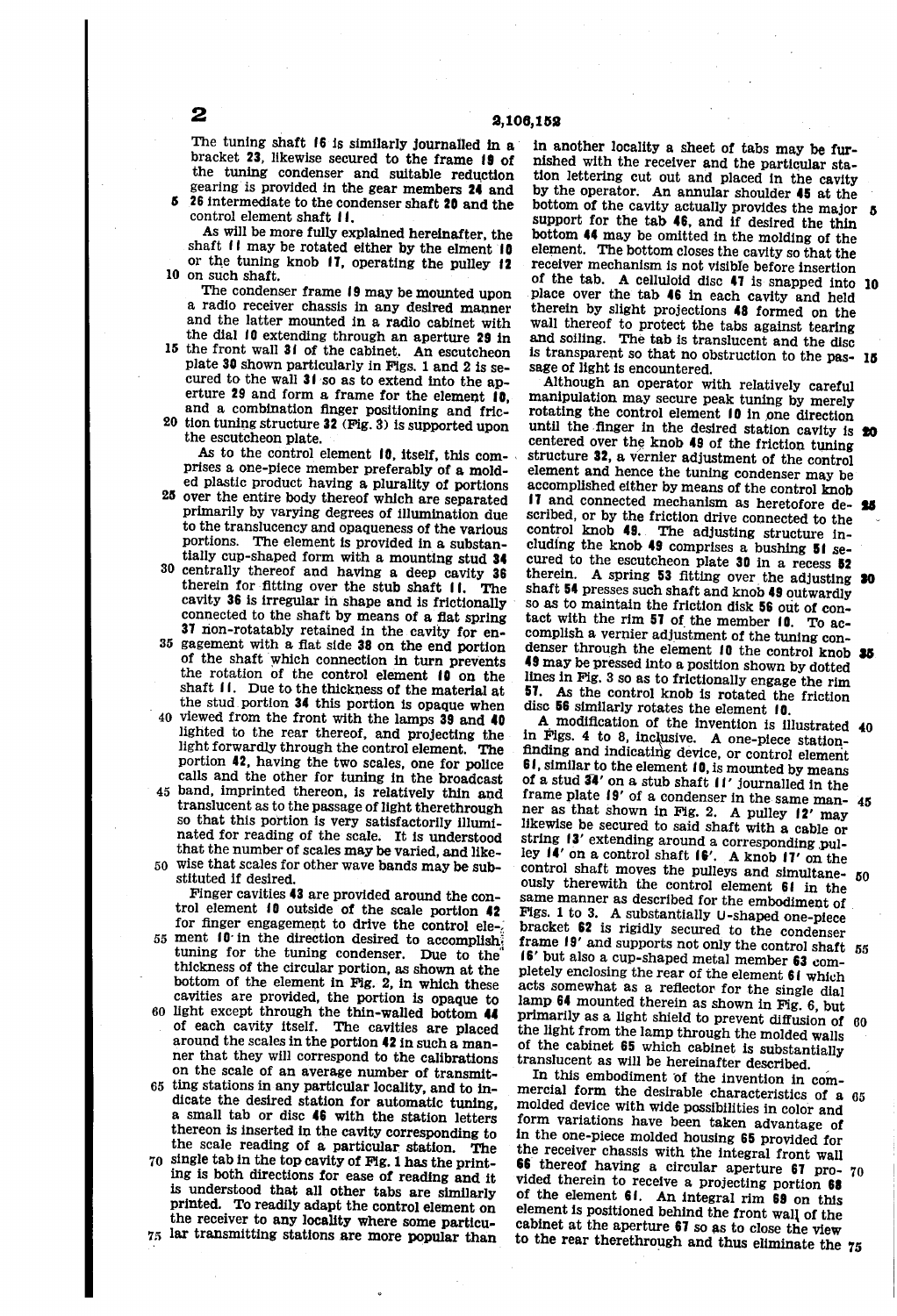The tuning shaft 16 is similarly journalled in a bracket 23, likewise secured to the frame 19 of the tuning condenser and suitable reduction gearing is provided in the gear members 24 and 26 intermediate to the condenser shaft 20 and the control element shaft 11.

As will be more fully explained hereinafter, the shaft 11 may be rotated either by the elment 10 or the tuning knob 17, operating the pulley 12 on such shaft.

The condenser frame 19 may be mounted upon a radio receiver chassis in any desired manner and the latter mounted in a radio cabinet with the dial 10 extending through an aperture 29 in the front wall 31 of the cabinet. An escutcheon plate 30 shown particularly in Figs. 1 and 2 is secured to the wall 31 so as to extend into the aperture 29 and form a frame for the element 10, and a combination finger positioning and friction tuning structure 32 (Fig. 3) is supported upon the escutcheon plate.

As to the control element 10, itself, this comprises a one-piece member preferably of a molded plastic product having a plurality of portions over the entire body thereof which are separated primarily by varying degrees of illumination due to the translucency and opaqueness of the various portions. The element is provided in a substantially cup-shaped form with a mounting stud 34 centrally thereof and having a deep cavity 36 therein for fitting over the stub shaft 11. The cavity 36 is irregular in shape and is frictionally connected to the shaft by means of a flat spring 37 non-rotatably retained in the cavity for engagement with a flat side 38 on the end portion of the shaft which connection in turn prevents the rotation of the control element 10 on the shaft 11. Due to the thickness of the material at the stud portion 34 this portion is opaque when viewed from the front with the lamps 39 and 40 lighted to the rear thereof, and projecting the light forwardly through the control element. The portion 42, having the two scales, one for police calls and the other for tuning in the broadcast band, imprinted thereon, is relatively thin and translucent as to the passage of light therethrough so that this portion is very satisfactorily illuminated for reading of the scale. It is understood that the number of scales may be varied, and likewise that scales for other wave bands may be substituted if desired.

Finger cavities 43 are provided around the control element 10 outside of the scale portion 42 for finger engagement to drive the control element 10 in the direction desired to accomplish tuning for the tuning condenser. Due to the thickness of the circular portion, as shown at the bottom of the element in Fig. 2, in which these cavities are provided, the portion is opaque to light except through the thin-walled bottom 44 of each cavity itself. The cavities are placed around the scales in the portion 42 in such a manner that they will correspond to the calibrations on the scale of an average number of transmitting stations in any particular locality, and to indicate the desired station for automatic tuning, a small tab or disc 46 with the station letters thereon is inserted in the cavity corresponding to the scale reading of a particular station. The single tab in the top cavity of Fig. 1 has the printing is both directions for ease of reading and it is understood that all other tabs are similarly printed. To readily adapt the control element on the receiver to any locality where some particular transmitting stations are more popular than in another locality a sheet of tabs may be furnished with the receiver and the particular station lettering cut out and placed in the cavity by the operator. An annular shoulder 45 at the bottom of the cavity actually provides the major support for the tab 46, and if desired the thin bottom 44 may be omitted in the molding of the element. The bottom closes the cavity so that the receiver mechanism is not visible before insertion of the tab. A celluloid disc 47 is snapped into place over the tab 46 in each cavity and held therein by slight projections 48 formed on the wall thereof to protect the tabs against tearing and soiling. The tab is translucent and the disc is transparent so that no obstruction to the passage of light is encountered.

Although an operator with relatively careful manipulation may secure peak tuning by merely rotating the control element 10 in one direction until the finger in the desired station cavity is centered over the knob 49 of the friction tuning structure 32, a vernier adjustment of the control element and hence the tuning condenser may be accomplished either by means of the control knob 17 and connected mechanism as heretofore described, or by the friction drive connected to the control knob 49. The adjusting structure including the knob 49 comprises a bushing 51 secured to the escutcheon plate 30 in a recess 52 therein. A spring 53 fitting over the adjusting shaft 54 presses such shaft and knob 49 outwardly so as to maintain the friction disk 56 out of contact with the rim 57 of the member 10. To accomplish a vernier adjustment of the tuning condenser through the element 10 the control knob 49 may be pressed into a position shown by dotted lines in Fig. 3 so as to frictionally engage the rim 57. As the control knob is rotated the friction disc 56 similarly rotates the element 10.

A modification of the invention is illustrated in Figs. 4 to 8, inclusive. A one-piece station-finding and indicating device, or control element 61, similar to the element 10, is mounted by means of a stud 34' on a stub shaft 11' journalled in the frame plate 19' of a condenser in the same manner as that shown in Fig. 2. A pulley 12' may likewise be secured to said shaft with a cable or string 13' extending around a corresponding pulley 14' on a control shaft 16'. A knob 17' on the control shaft moves the pulleys and simultaneously therewith the control element 61 in the same manner as described for the embodiment of Figs. 1 to 3. A substantially U-shaped one-piece bracket 62 is rigidly secured to the condenser frame 19' and supports not only the control shaft 16' but also a cup-shaped metal member 63 completely enclosing the rear of the element 61 which acts somewhat as a reflector for the single dial lamp 64 mounted therein as shown in Fig. 6, but primarily as a light shield to prevent diffusion of the light from the lamp through the molded walls of the cabinet 65 which cabinet is substantially translucent as will be hereinafter described.

In this embodiment of the invention in commercial form the desirable characteristics of a molded device with wide possibilities in color and form variations have been taken advantage of in the one-piece molded housing 65 provided for the receiver chassis with the integral front wall 66 thereof having a circular aperture 67 provided therein to receive a projecting portion 68 of the element 61. An integral rim 69 on this element is positioned behind the front wall of the cabinet at the aperture 67 so as to close the view to the rear therethrough and thus eliminate the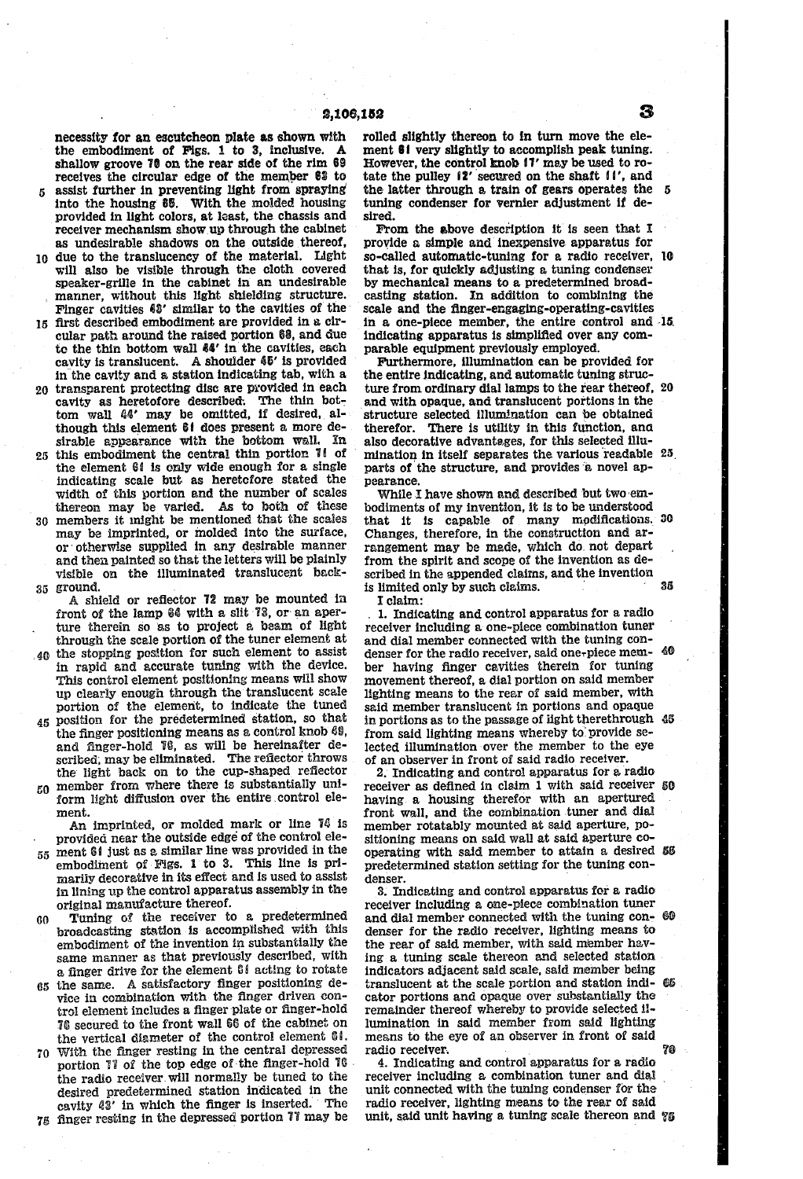necessity for an escutcheon plate as shown with the embodiment of Figs. 1 to 3, inclusive. A shallow groove 70 on the rear side of the rim 69 receives the circular edge of the member 63 to assist further in preventing light from spraying into the housing 65. With the molded housing provided in light colors, at least, the chassis and receiver mechanism show up through the cabinet as undesirable shadows on the outside thereof, due to the translucency of the material. Light will also be visible through the cloth covered speaker-grille in the cabinet in an undesirable manner, without this light shielding structure. Finger cavities 43' similar to the cavities of the first described embodiment are provided in a circular path around the raised portion 68, and due to the thin bottom wall 44' in the cavities, each cavity is translucent. A shoulder 45' is provided in the cavity and a station indicating tab, with a transparent protecting disc are provided in each cavity as heretofore described. The thin bottom wall 44' may be omitted, if desired, although this element 61 does present a more desirable appearance with the bottom wall. In this embodiment the central thin portion 71 of the element 61 is only wide enough for a single indicating scale but as heretofore stated the width of this portion and the number of scales thereon may be varied. As to both of these members it might be mentioned that the scales may be imprinted, or molded into the surface, or otherwise supplied in any desirable manner and then painted so that the letters will be plainly visible on the illuminated translucent background.

A shield or reflector 72 may be mounted in front of the lamp 64 with a slit 73, or an aperture therein so as to project a beam of light through the scale portion of the tuner element at the stopping position for such element to assist in rapid and accurate tuning with the device. This control element positioning means will show up clearly enough through the translucent scale portion of the element, to indicate the tuned position for the predetermined station, so that the finger positioning means as a control knob 69, and finger-hold 76, as will be hereinafter described, may be eliminated. The reflector throws the light back on to the cup-shaped reflector member from where there is substantially uniform light diffusion over the entire control element.

An imprinted, or molded mark or line 74 is provided near the outside edge of the control element 61 just as a similar line was provided in the embodiment of Figs. 1 to 3. This line is primarily decorative in its effect and is used to assist in lining up the control apparatus assembly in the original manufacture thereof.

Tuning of the receiver to a predetermined broadcasting station is accomplished with this embodiment of the invention in substantially the same manner as that previously described, with a finger drive for the element 61 acting to rotate the same. A satisfactory finger positioning device in combination with the finger driven control element includes a finger plate or finger-hold 76 secured to the front wall 66 of the cabinet on the vertical diameter of the control element 61. With the finger resting in the central depressed portion 77 of the top edge of the finger-hold 76 the radio receiver will normally be tuned to the desired predetermined station indicated in the cavity 43' in which the finger is inserted. The finger resting in the depressed portion 77 may be rolled slightly thereon to in turn move the element 61 very slightly to accomplish peak tuning. However, the control knob 17' may be used to rotate the pulley 12' secured on the shaft 11', and the latter through a train of gears operates the tuning condenser for vernier adjustment if desired.

From the above description it is seen that I provide a simple and inexpensive apparatus for so-called automatic-tuning for a radio receiver, that is, for quickly adjusting a tuning condenser by mechanical means to a predetermined broadcasting station. In addition to combining the scale and the finger-engaging-operating-cavities in a one-piece member, the entire control and indicating apparatus is simplified over any comparable equipment previously employed.

Furthermore, illumination can be provided for the entire indicating, and automatic tuning structure from ordinary dial lamps to the rear thereof, and with opaque, and translucent portions in the structure selected illumination can be obtained therefor. There is utility in this function, and also decorative advantages, for this selected illumination in itself separates the various readable parts of the structure, and provides a novel appearance.

While I have shown and described but two embodiments of my invention, it is to be understood that it is capable of many modifications. Changes, therefore, in the construction and arrangement may be made, which do not depart from the spirit and scope of the invention as described in the appended claims, and the invention is limited only by such claims.

I claim:

1. Indicating and control apparatus for a radio receiver including a one-piece combination tuner and dial member connected with the tuner condenser for the radio receiver, said one-piece member having finger cavities therein for tuning movement thereof, a dial portion on said member lighting means to the rear of said member, with said member translucent in portions and opaque in portions as to the passage of light therethrough from said lighting means whereby to provide selected illumination over the member to the eye of an observer in front of said radio receiver.

2. Indicating and control apparatus for a radio receiver as defined in claim 1 with said receiver having a housing therefor with an apertured front wall, and the combination tuner and dial member rotatably mounted at said aperture, positioning means on said wall at said aperture cooperating with said member to attain a desired predetermined station setting for the tuning condenser.

3. Indicating and control apparatus for a radio receiver including a one-piece combination tuner and dial member connected with the tuning condenser for the radio receiver, lighting means to the rear of said member, with said member having a tuning scale thereon and selected station indicators adjacent said scale, said member being translucent at the scale portion and station indicator portions and opaque over substantially the remainder thereof whereby to provide selected illumination in said member from said lighting means to the eye of an observer in front of said radio receiver.

4. Indicating and control apparatus for a radio receiver including a combination tuner and dial unit connected with the tuning condenser for the radio receiver, lighting means to the rear of said unit, said unit having a tuning scale thereon and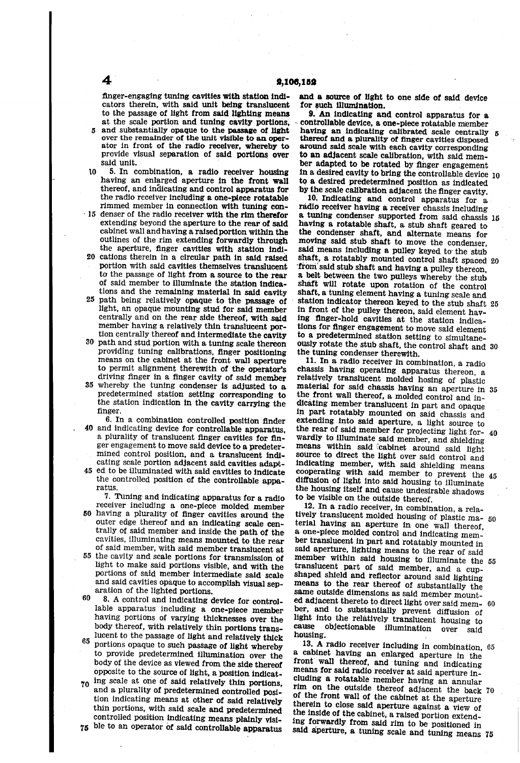finger-engaging tuning cavities with station indicators therein, with said unit being translucent to the passage of light from said lighting means at the scale portion and tuning cavity portions, and substantially opaque to the passage of light over the remainder of the unit visible to an operator in front of the radio receiver, whereby to provide visual separation of said portions over said unit.

5. In combination, a radio receiver housing having an enlarged aperture in the front wall thereof, and indicating and control apparatus for the radio receiver including a one-piece rotatable rimmed member in connection with tuning condenser of the radio receiver with the rim therefor extending beyond the aperture to the rear of said cabinet wall and having a raised portion within the outlines of the rim extending forwardly through the aperture, finger cavities with station indications therein in a circular path in said raised portion with said cavities themselves translucent to the passage of light from a source to the rear of said member to illuminate the station indications and the remaining material in said cavity path being relatively opaque to the passage of light, an opaque mounting stud for said member centrally and on the rear side thereof, with said member having a relatively thin translucent portion centrally thereof and intermediate the cavity path and stud portion with a tuning scale thereon providing tuning calibrations, finger positioning means on the cabinet at the front wall aperture to permit alignment therewith of the operator's driving finger in a finger cavity of said member whereby the tuning condenser is adjusted to a predetermined station setting corresponding to the station indication in the cavity carrying the finger.

6. In a combination controlled position finder and indicating device for controllable apparatus, a plurality of translucent finger cavities for finger engagement to move said device to a predetermined control position, and a translucent indicating scale portion adjacent said cavities adapted to be illuminated with said cavities to indicate the controlled position of the controllable apparatus.

7. Tuning and indicating apparatus for a radio receiver including a one-piece molded member having a plurality of finger cavities around the outer edge thereof and an indicating scale centrally of said member and inside the path of the cavities, illuminating means mounted to the rear of said member, with said member translucent at the cavity and scale portions for transmission of light to make said portions visible, and with the portions of said member intermediate said scale and said cavities opaque to accomplish visual separation of the lighted portions.

8. A control and indicating device for controllable apparatus including a one-piece member having portions of varying thicknesses over the body thereof, with relatively thin portions translucent to the passage of light and relatively thick portions opaque to such passage of light whereby to provide predetermined illumination over the body of the device as viewed from the side thereof opposite to the source of light, a position indicating scale at one of said relatively thin portions, and a plurality of predetermined controlled position indicating means at other of said relatively thin portions, with said scale and predetermined controlled position indicating means plainly visible to an operator of said controllable apparatus and a source of light to one side of said device for such illumination.

9. An indicating and control apparatus for a controllable device, a one-piece rotatable member having an indicating calibrated scale centrally thereof and a plurality of finger cavities disposed around said scale with each cavity corresponding to an adjacent scale calibration, with said member adapted to be rotated by finger engagement in a desired cavity to bring the controllable device to a desired predetermined position as indicated by the scale calibration adjacent the finger cavity.

10. Indicating and control apparatus for a radio receiver having a receiver chassis including a tuning condenser supported from said chassis having a rotatable shaft, a stub shaft geared to the condenser shaft, and alternate means for moving said stub shaft to move the condenser, said means including a pulley keyed to the stub shaft, a rotatably mounted control shaft spaced from said stub shaft and having a pulley thereon, a belt between the two pulleys whereby the stub shaft will rotate upon rotation of the control shaft, a tuning element having a tuning scale and station indicator thereon keyed to the stub shaft in front of the pulley thereon, said element having finger-hold cavities at the station indications for finger engagement to move said element to a predetermined station setting to simultaneously rotate the stub shaft, the control shaft and the tuning condenser therewith.

11. In a radio receiver in combination, a radio chassis having operating apparatus thereon, a relatively translucent molded hosing of plastic material for said chassis having an aperture in the front wall thereof, a molded control and indicating member translucent in part and opaque in part rotatably mounted on said chassis and extending into said aperture, a light source to the rear of said member for projecting light forwardly to illuminate said member, and shielding means within said cabinet around said light source to direct the light over said control and indicating member, with said shielding means cooperating with said member to prevent the diffusion of light into said housing to illuminate the housing itself and cause undesirable shadows to be visible on the outside thereof.

12. In a radio receiver, in combination, a relatively translucent molded housing of plastic material having an aperture in one wall thereof, a one-piece molded control and indicating member translucent in part and rotatably mounted in said aperture, lighting means to the rear of said member within said housing to illuminate the translucent part of said member, and a cup-shaped shield and reflector around said lighting means to the rear thereof of substantially the same outside dimensions as said member mounted adjacent thereto to direct light over said member, and to substantially prevent diffusion of light into the relatively translucent housing to cause objectionable illumination over said housing.

13. A radio receiver including in combination, a cabinet having an enlarged aperture in the front wall thereof, and tuning and indicating means for said radio receiver at said aperture including a rotatable member having an annular rim on the outside thereof adjacent the back of the front wall of the cabinet at the aperture therein to close said aperture against a view of the inside of the cabinet, a raised portion extending forwardly from said rim to be positioned in said aperture, a tuning scale and tuning means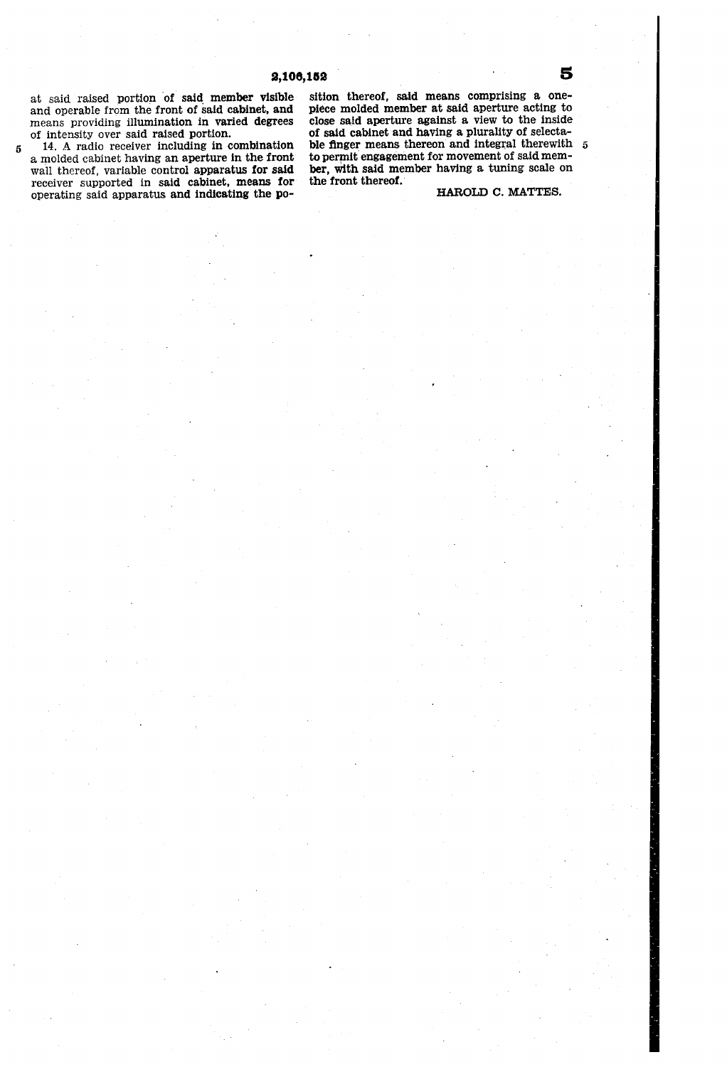at said raised portion of said member visible and operable from the front of said cabinet, and means providing illumination in varied degrees of intensity over said raised portion.

14. A radio receiver including in combination a molded cabinet having an aperture in the front wall thereof, variable control apparatus for said receiver supported in said cabinet, means for operating said apparatus and indicating the position thereof, said means comprising a one-piece molded member at said aperture acting to close said aperture against a view to the inside of said cabinet and having a plurality of selectable finger means thereon and integral therewith to permit engagement for movement of said member, with said member having a tuning scale on the front thereof.

HAROLD C. MATTES.